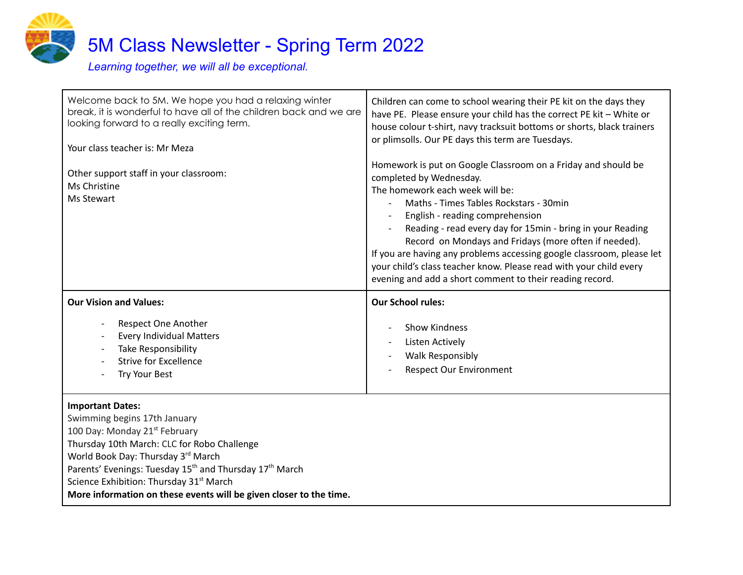# 5M Class Newsletter - Spring Term 2022

*Learning together, we will all be exceptional.*

Welcome back to 5M. We hope you had a relaxing winter break, it is wonderful to have all of the children back and we are looking forward to a really exciting term.

Your class teacher is: Mr Meza

Other support staff in your classroom:
Ms Christine
Ms Stewart

Children can come to school wearing their PE kit on the days they have PE. Please ensure your child has the correct PE kit – White or house colour t-shirt, navy tracksuit bottoms or shorts, black trainers or plimsolls. Our PE days this term are Tuesdays.

Homework is put on Google Classroom on a Friday and should be completed by Wednesday.
The homework each week will be:

- Maths - Times Tables Rockstars - 30min
- English - reading comprehension
- Reading - read every day for 15min - bring in your Reading Record on Mondays and Fridays (more often if needed).

If you are having any problems accessing google classroom, please let your child's class teacher know. Please read with your child every evening and add a short comment to their reading record.

**Our Vision and Values:**

- Respect One Another
- Every Individual Matters
- Take Responsibility
- Strive for Excellence
- Try Your Best

**Our School rules:**

- Show Kindness
- Listen Actively
- Walk Responsibly
- Respect Our Environment

**Important Dates:**
Swimming begins 17th January
100 Day: Monday 21st February
Thursday 10th March: CLC for Robo Challenge
World Book Day: Thursday 3rd March
Parents' Evenings: Tuesday 15th and Thursday 17th March
Science Exhibition: Thursday 31st March
**More information on these events will be given closer to the time.**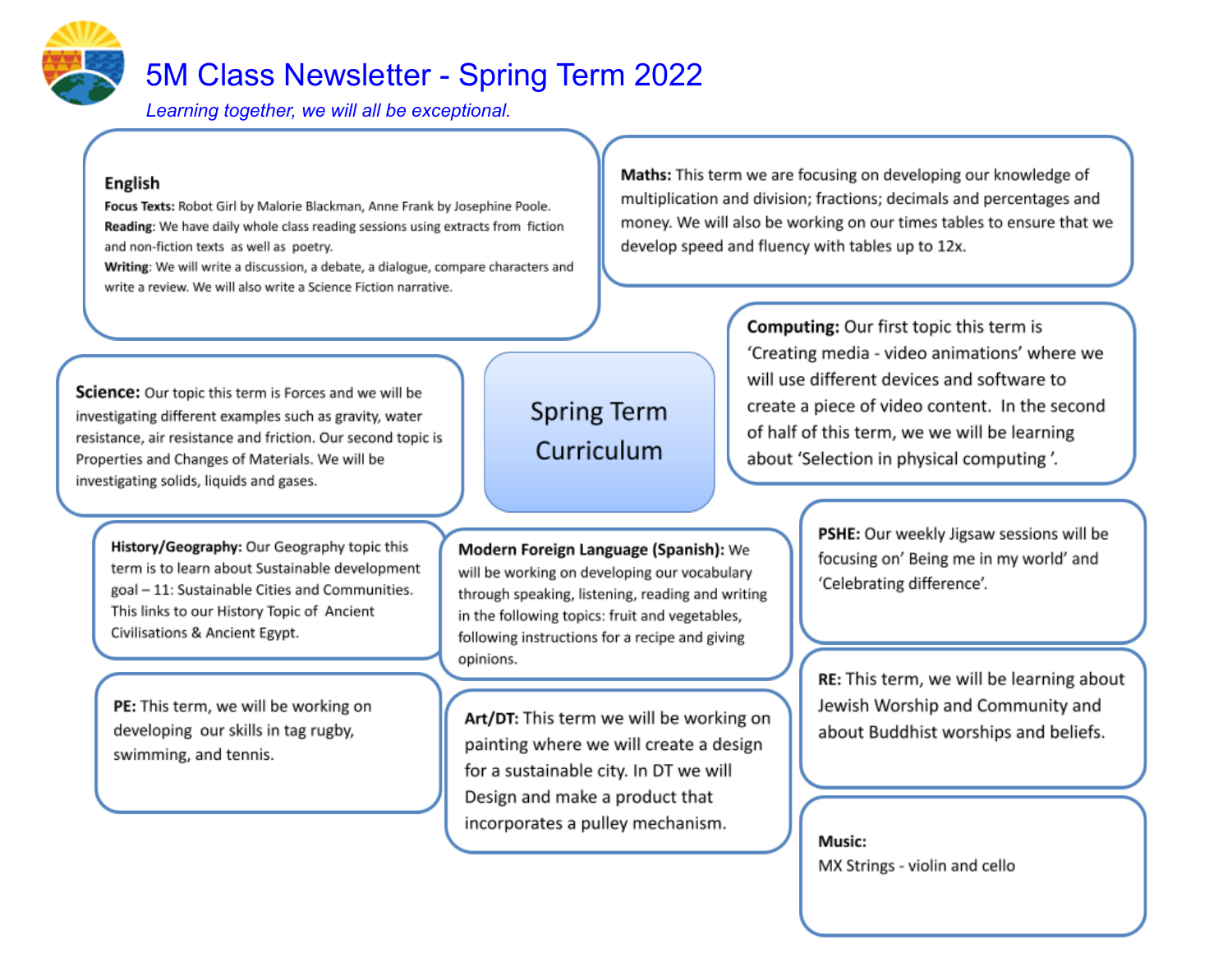# 5M Class Newsletter - Spring Term 2022

*Learning together, we will all be exceptional.*

## Spring Term Curriculum

### English

**Focus Texts:** Robot Girl by Malorie Blackman, Anne Frank by Josephine Poole.

**Reading**: We have daily whole class reading sessions using extracts from fiction and non-fiction texts as well as poetry.

**Writing**: We will write a discussion, a debate, a dialogue, compare characters and write a review. We will also write a Science Fiction narrative.

**Maths:** This term we are focusing on developing our knowledge of multiplication and division; fractions; decimals and percentages and money. We will also be working on our times tables to ensure that we develop speed and fluency with tables up to 12x.

**Science:** Our topic this term is Forces and we will be investigating different examples such as gravity, water resistance, air resistance and friction. Our second topic is Properties and Changes of Materials. We will be investigating solids, liquids and gases.

**Computing:** Our first topic this term is 'Creating media - video animations' where we will use different devices and software to create a piece of video content. In the second of half of this term, we we will be learning about 'Selection in physical computing '.

**History/Geography:** Our Geography topic this term is to learn about Sustainable development goal – 11: Sustainable Cities and Communities. This links to our History Topic of Ancient Civilisations & Ancient Egypt.

**Modern Foreign Language (Spanish):** We will be working on developing our vocabulary through speaking, listening, reading and writing in the following topics: fruit and vegetables, following instructions for a recipe and giving opinions.

**PSHE:** Our weekly Jigsaw sessions will be focusing on' Being me in my world' and 'Celebrating difference'.

**PE:** This term, we will be working on developing our skills in tag rugby, swimming, and tennis.

**Art/DT:** This term we will be working on painting where we will create a design for a sustainable city. In DT we will Design and make a product that incorporates a pulley mechanism.

**RE:** This term, we will be learning about Jewish Worship and Community and about Buddhist worships and beliefs.

**Music:**
MX Strings - violin and cello